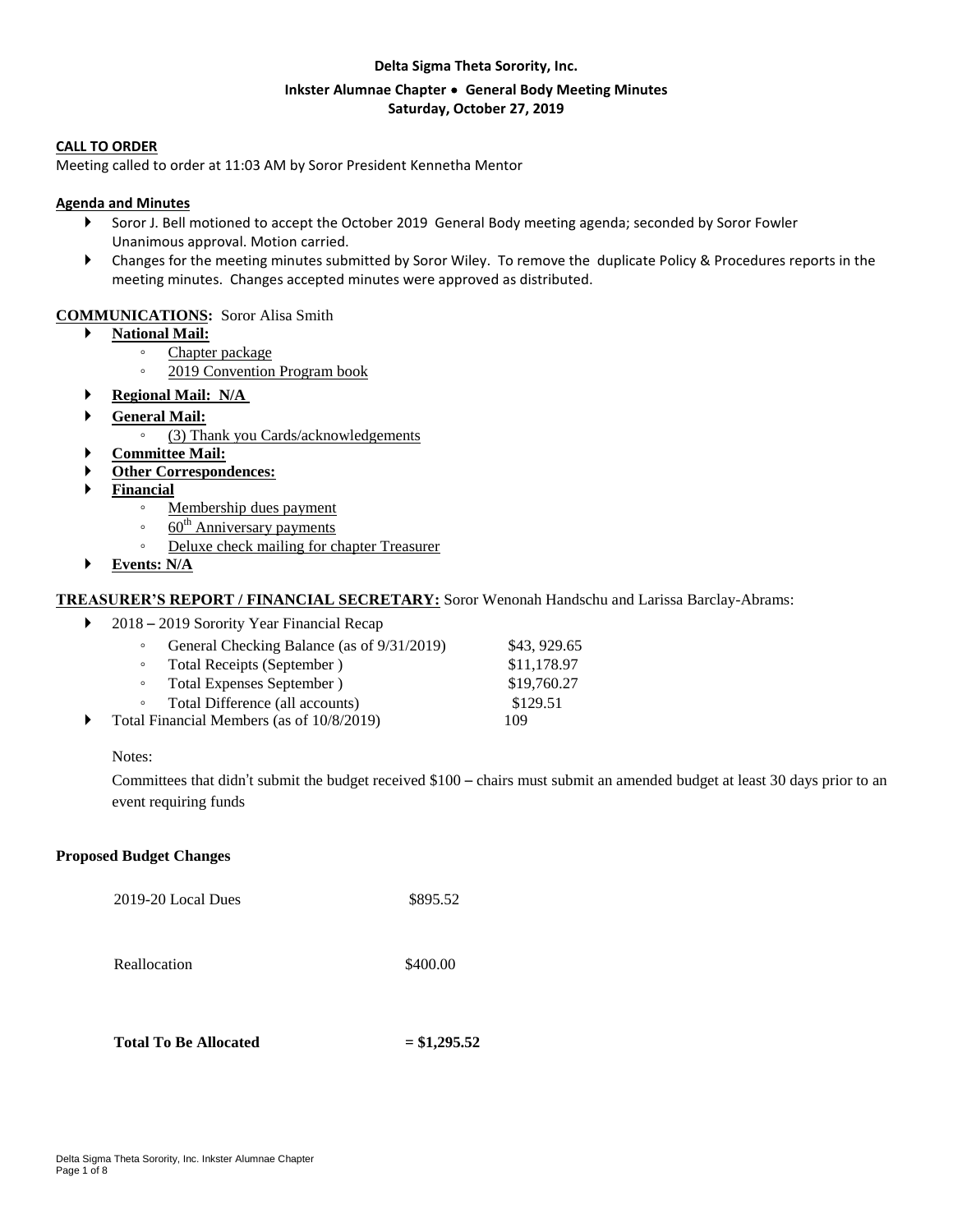**Delta Sigma Theta Sorority, Inc.**

**Inkster Alumnae Chapter • General Body Meeting Minutes**

**Saturday, October 27, 2019**

**CALL TO ORDER**

Meeting called to order at 11:03 AM by Soror President Kennetha Mentor

**Agenda and Minutes**

- Soror J. Bell motioned to accept the October 2019 General Body meeting agenda; seconded by Soror Fowler Unanimous approval. Motion carried.
- Changes for the meeting minutes submitted by Soror Wiley. To remove the duplicate Policy & Procedures reports in the meeting minutes. Changes accepted minutes were approved as distributed.

**COMMUNICATIONS:** Soror Alisa Smith

- **National Mail:**
  - Chapter package
  - 2019 Convention Program book
- **Regional Mail: N/A**
- **General Mail:**
  - (3) Thank you Cards/acknowledgements
- **Committee Mail:**
- **Other Correspondences:**
- **Financial**
  - Membership dues payment
  - 60th Anniversary payments
  - Deluxe check mailing for chapter Treasurer
- **Events: N/A**

**TREASURER'S REPORT / FINANCIAL SECRETARY:** Soror Wenonah Handschu and Larissa Barclay-Abrams:

- 2018 – 2019 Sorority Year Financial Recap
  - General Checking Balance (as of 9/31/2019) $43, 929.65
  - Total Receipts (September ) $11,178.97
  - Total Expenses September ) $19,760.27
  - Total Difference (all accounts) $129.51
- Total Financial Members (as of 10/8/2019) 109

Notes:

Committees that didn't submit the budget received $100 – chairs must submit an amended budget at least 30 days prior to an event requiring funds

**Proposed Budget Changes**

| | |
|---|---|
| 2019-20 Local Dues | $895.52 |
| Reallocation | $400.00 |
| **Total To Be Allocated** | **= $1,295.52** |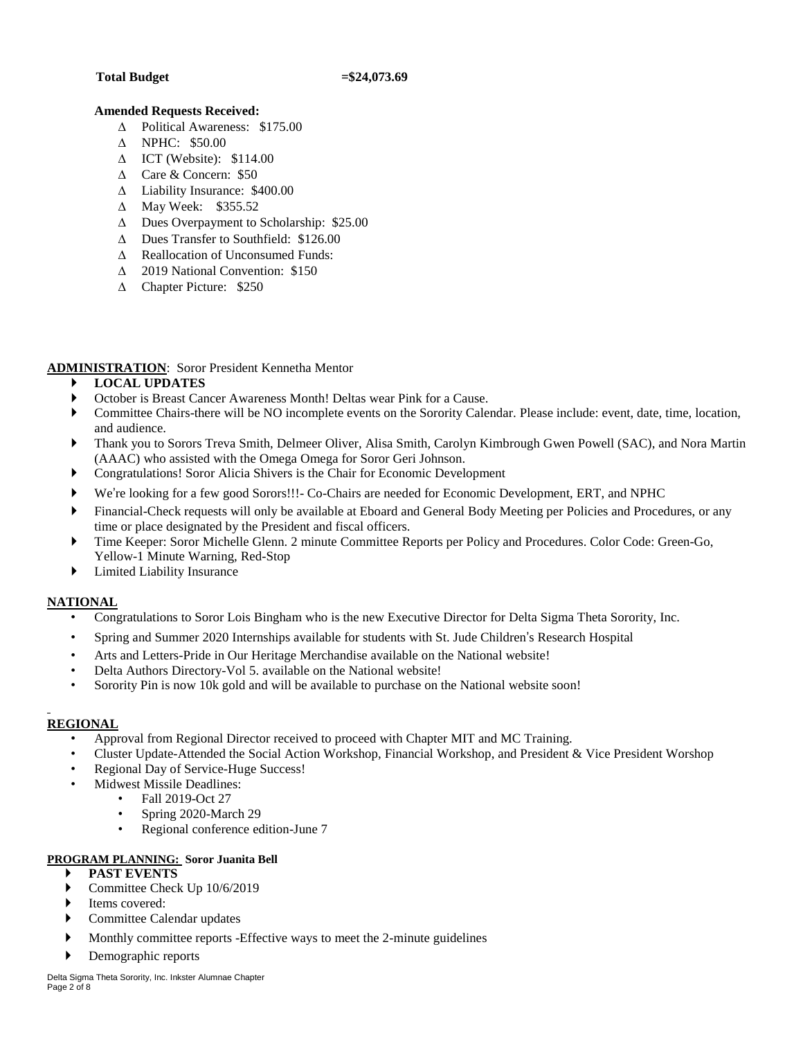**Total Budget** **=$24,073.69**

**Amended Requests Received:**

- Δ Political Awareness: $175.00
- Δ NPHC: $50.00
- Δ ICT (Website): $114.00
- Δ Care & Concern: $50
- Δ Liability Insurance: $400.00
- Δ May Week: $355.52
- Δ Dues Overpayment to Scholarship: $25.00
- Δ Dues Transfer to Southfield: $126.00
- Δ Reallocation of Unconsumed Funds:
- Δ 2019 National Convention: $150
- Δ Chapter Picture: $250

**ADMINISTRATION**: Soror President Kennetha Mentor

- **LOCAL UPDATES**
- October is Breast Cancer Awareness Month! Deltas wear Pink for a Cause.
- Committee Chairs-there will be NO incomplete events on the Sorority Calendar. Please include: event, date, time, location, and audience.
- Thank you to Sorors Treva Smith, Delmeer Oliver, Alisa Smith, Carolyn Kimbrough Gwen Powell (SAC), and Nora Martin (AAAC) who assisted with the Omega Omega for Soror Geri Johnson.
- Congratulations! Soror Alicia Shivers is the Chair for Economic Development
- We're looking for a few good Sorors!!!- Co-Chairs are needed for Economic Development, ERT, and NPHC
- Financial-Check requests will only be available at Eboard and General Body Meeting per Policies and Procedures, or any time or place designated by the President and fiscal officers.
- Time Keeper: Soror Michelle Glenn. 2 minute Committee Reports per Policy and Procedures. Color Code: Green-Go, Yellow-1 Minute Warning, Red-Stop
- Limited Liability Insurance

**NATIONAL**

- Congratulations to Soror Lois Bingham who is the new Executive Director for Delta Sigma Theta Sorority, Inc.
- Spring and Summer 2020 Internships available for students with St. Jude Children's Research Hospital
- Arts and Letters-Pride in Our Heritage Merchandise available on the National website!
- Delta Authors Directory-Vol 5. available on the National website!
- Sorority Pin is now 10k gold and will be available to purchase on the National website soon!

**REGIONAL**

- Approval from Regional Director received to proceed with Chapter MIT and MC Training.
- Cluster Update-Attended the Social Action Workshop, Financial Workshop, and President & Vice President Worshop
- Regional Day of Service-Huge Success!
- Midwest Missile Deadlines:
  - Fall 2019-Oct 27
  - Spring 2020-March 29
  - Regional conference edition-June 7

**PROGRAM PLANNING: Soror Juanita Bell**

- **PAST EVENTS**
- Committee Check Up 10/6/2019
- Items covered:
- Committee Calendar updates
- Monthly committee reports -Effective ways to meet the 2-minute guidelines
- Demographic reports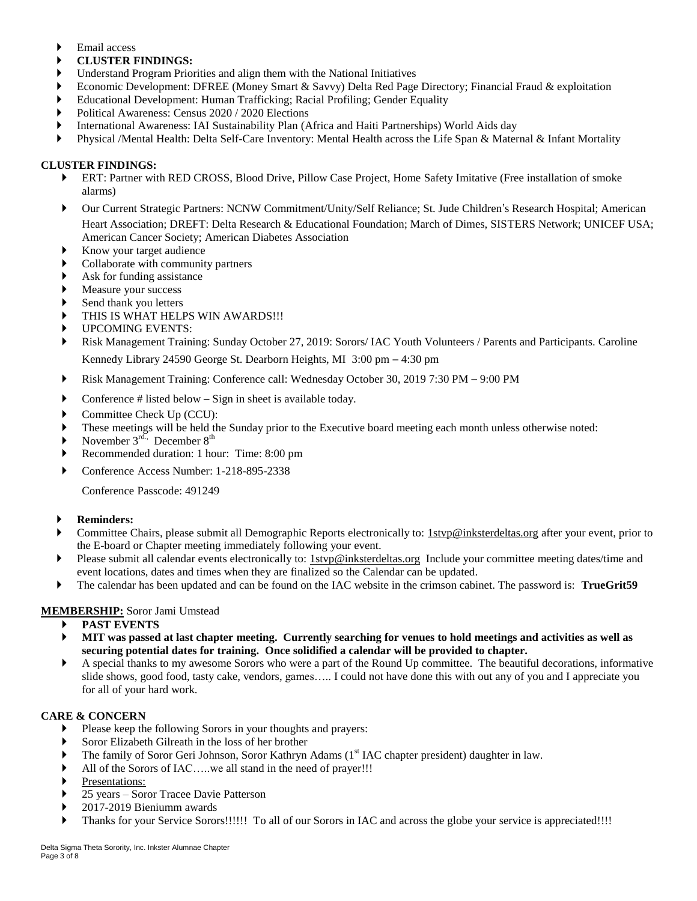- Email access
- **CLUSTER FINDINGS:**
- Understand Program Priorities and align them with the National Initiatives
- Economic Development: DFREE (Money Smart & Savvy) Delta Red Page Directory; Financial Fraud & exploitation
- Educational Development: Human Trafficking; Racial Profiling; Gender Equality
- Political Awareness: Census 2020 / 2020 Elections
- International Awareness: IAI Sustainability Plan (Africa and Haiti Partnerships) World Aids day
- Physical /Mental Health: Delta Self-Care Inventory: Mental Health across the Life Span & Maternal & Infant Mortality

**CLUSTER FINDINGS:**

- ERT: Partner with RED CROSS, Blood Drive, Pillow Case Project, Home Safety Imitative (Free installation of smoke alarms)
- Our Current Strategic Partners: NCNW Commitment/Unity/Self Reliance; St. Jude Children's Research Hospital; American Heart Association; DREFT: Delta Research & Educational Foundation; March of Dimes, SISTERS Network; UNICEF USA; American Cancer Society; American Diabetes Association
- Know your target audience
- Collaborate with community partners
- Ask for funding assistance
- Measure your success
- Send thank you letters
- THIS IS WHAT HELPS WIN AWARDS!!!
- UPCOMING EVENTS:
- Risk Management Training: Sunday October 27, 2019: Sorors/ IAC Youth Volunteers / Parents and Participants. Caroline Kennedy Library 24590 George St. Dearborn Heights, MI 3:00 pm – 4:30 pm
- Risk Management Training: Conference call: Wednesday October 30, 2019 7:30 PM – 9:00 PM
- Conference # listed below – Sign in sheet is available today.
- Committee Check Up (CCU):
- These meetings will be held the Sunday prior to the Executive board meeting each month unless otherwise noted:
- November 3rd., December 8th
- Recommended duration: 1 hour: Time: 8:00 pm
- Conference Access Number: 1-218-895-2338

  Conference Passcode: 491249

- **Reminders:**
- Committee Chairs, please submit all Demographic Reports electronically to: 1stvp@inksterdeltas.org after your event, prior to the E-board or Chapter meeting immediately following your event.
- Please submit all calendar events electronically to: 1stvp@inksterdeltas.org Include your committee meeting dates/time and event locations, dates and times when they are finalized so the Calendar can be updated.
- The calendar has been updated and can be found on the IAC website in the crimson cabinet. The password is: **TrueGrit59**

**MEMBERSHIP:** Soror Jami Umstead

- **PAST EVENTS**
- **MIT was passed at last chapter meeting. Currently searching for venues to hold meetings and activities as well as securing potential dates for training. Once solidified a calendar will be provided to chapter.**
- A special thanks to my awesome Sorors who were a part of the Round Up committee. The beautiful decorations, informative slide shows, good food, tasty cake, vendors, games….. I could not have done this with out any of you and I appreciate you for all of your hard work.

**CARE & CONCERN**

- Please keep the following Sorors in your thoughts and prayers:
- Soror Elizabeth Gilreath in the loss of her brother
- The family of Soror Geri Johnson, Soror Kathryn Adams (1st IAC chapter president) daughter in law.
- All of the Sorors of IAC…..we all stand in the need of prayer!!!
- Presentations:
- 25 years – Soror Tracee Davie Patterson
- 2017-2019 Bieniumm awards
- Thanks for your Service Sorors!!!!!! To all of our Sorors in IAC and across the globe your service is appreciated!!!!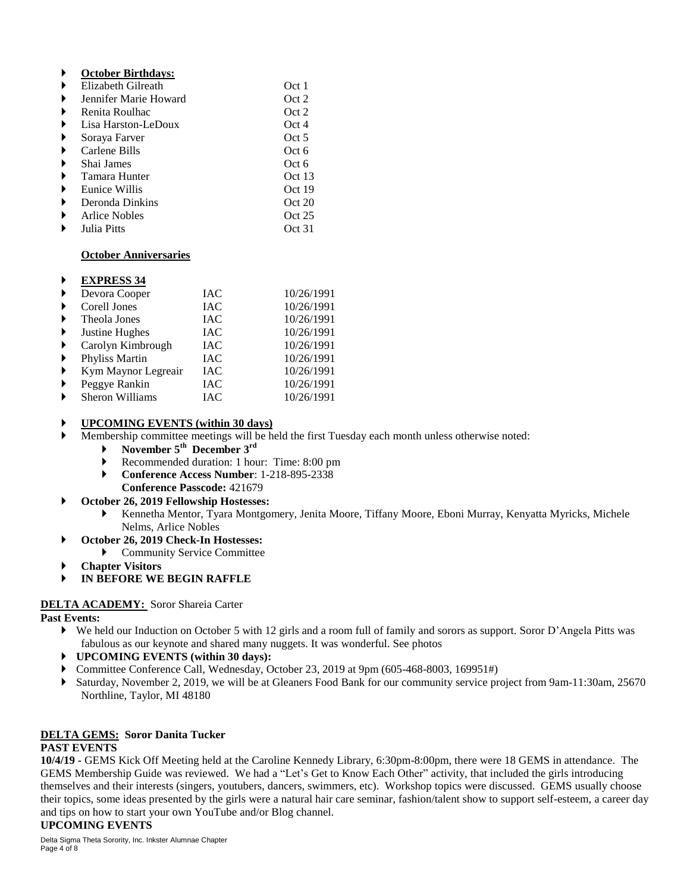- **October Birthdays:**

| | |
|---|---|
| Elizabeth Gilreath | Oct 1 |
| Jennifer Marie Howard | Oct 2 |
| Renita Roulhac | Oct 2 |
| Lisa Harston-LeDoux | Oct 4 |
| Soraya Farver | Oct 5 |
| Carlene Bills | Oct 6 |
| Shai James | Oct 6 |
| Tamara Hunter | Oct 13 |
| Eunice Willis | Oct 19 |
| Deronda Dinkins | Oct 20 |
| Arlice Nobles | Oct 25 |
| Julia Pitts | Oct 31 |

**October Anniversaries**

- **EXPRESS 34**

| | | |
|---|---|---|
| Devora Cooper | IAC | 10/26/1991 |
| Corell Jones | IAC | 10/26/1991 |
| Theola Jones | IAC | 10/26/1991 |
| Justine Hughes | IAC | 10/26/1991 |
| Carolyn Kimbrough | IAC | 10/26/1991 |
| Phyliss Martin | IAC | 10/26/1991 |
| Kym Maynor Legreair | IAC | 10/26/1991 |
| Peggye Rankin | IAC | 10/26/1991 |
| Sheron Williams | IAC | 10/26/1991 |

- **UPCOMING EVENTS (within 30 days)**
- Membership committee meetings will be held the first Tuesday each month unless otherwise noted:
  - **November 5th December 3rd**
  - Recommended duration: 1 hour: Time: 8:00 pm
  - **Conference Access Number**: 1-218-895-2338
    **Conference Passcode:** 421679
- **October 26, 2019 Fellowship Hostesses:**
  - Kennetha Mentor, Tyara Montgomery, Jenita Moore, Tiffany Moore, Eboni Murray, Kenyatta Myricks, Michele Nelms, Arlice Nobles
- **October 26, 2019 Check-In Hostesses:**
  - Community Service Committee
- **Chapter Visitors**
- **IN BEFORE WE BEGIN RAFFLE**

**DELTA ACADEMY:** Soror Shareia Carter

**Past Events:**

- We held our Induction on October 5 with 12 girls and a room full of family and sorors as support. Soror D'Angela Pitts was fabulous as our keynote and shared many nuggets. It was wonderful. See photos
- **UPCOMING EVENTS (within 30 days):**
- Committee Conference Call, Wednesday, October 23, 2019 at 9pm (605-468-8003, 169951#)
- Saturday, November 2, 2019, we will be at Gleaners Food Bank for our community service project from 9am-11:30am, 25670 Northline, Taylor, MI 48180

**DELTA GEMS: Soror Danita Tucker**

**PAST EVENTS**

**10/4/19 -** GEMS Kick Off Meeting held at the Caroline Kennedy Library, 6:30pm-8:00pm, there were 18 GEMS in attendance. The GEMS Membership Guide was reviewed. We had a "Let's Get to Know Each Other" activity, that included the girls introducing themselves and their interests (singers, youtubers, dancers, swimmers, etc). Workshop topics were discussed. GEMS usually choose their topics, some ideas presented by the girls were a natural hair care seminar, fashion/talent show to support self-esteem, a career day and tips on how to start your own YouTube and/or Blog channel.

**UPCOMING EVENTS**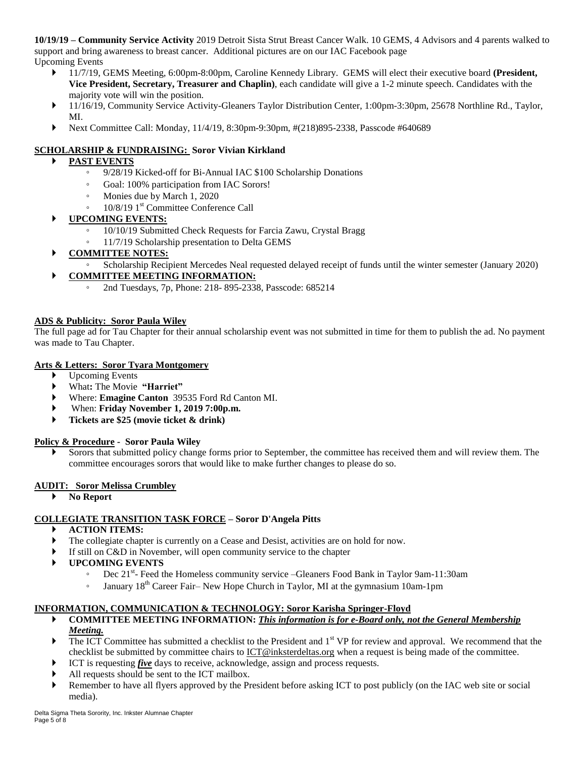**10/19/19 – Community Service Activity** 2019 Detroit Sista Strut Breast Cancer Walk. 10 GEMS, 4 Advisors and 4 parents walked to support and bring awareness to breast cancer. Additional pictures are on our IAC Facebook page

Upcoming Events

- 11/7/19, GEMS Meeting, 6:00pm-8:00pm, Caroline Kennedy Library. GEMS will elect their executive board **(President, Vice President, Secretary, Treasurer and Chaplin)**, each candidate will give a 1-2 minute speech. Candidates with the majority vote will win the position.
- 11/16/19, Community Service Activity-Gleaners Taylor Distribution Center, 1:00pm-3:30pm, 25678 Northline Rd., Taylor, MI.
- Next Committee Call: Monday, 11/4/19, 8:30pm-9:30pm, #(218)895-2338, Passcode #640689

**SCHOLARSHIP & FUNDRAISING: Soror Vivian Kirkland**

- **PAST EVENTS**
  - 9/28/19 Kicked-off for Bi-Annual IAC $100 Scholarship Donations
  - Goal: 100% participation from IAC Sorors!
  - Monies due by March 1, 2020
  - 10/8/19 1st Committee Conference Call
- **UPCOMING EVENTS:**
  - 10/10/19 Submitted Check Requests for Farcia Zawu, Crystal Bragg
  - 11/7/19 Scholarship presentation to Delta GEMS
- **COMMITTEE NOTES:**
  - Scholarship Recipient Mercedes Neal requested delayed receipt of funds until the winter semester (January 2020)
- **COMMITTEE MEETING INFORMATION:**
  - 2nd Tuesdays, 7p, Phone: 218- 895-2338, Passcode: 685214

**ADS & Publicity: Soror Paula Wiley**

The full page ad for Tau Chapter for their annual scholarship event was not submitted in time for them to publish the ad. No payment was made to Tau Chapter.

**Arts & Letters: Soror Tyara Montgomery**

- Upcoming Events
- What**:** The Movie **"Harriet"**
- Where: **Emagine Canton** 39535 Ford Rd Canton MI.
- When: **Friday November 1, 2019 7:00p.m.**
- **Tickets are $25 (movie ticket & drink)**

**Policy & Procedure - Soror Paula Wiley**

- Sorors that submitted policy change forms prior to September, the committee has received them and will review them. The committee encourages sorors that would like to make further changes to please do so.

**AUDIT: Soror Melissa Crumbley**

- **No Report**

**COLLEGIATE TRANSITION TASK FORCE – Soror D'Angela Pitts**

- **ACTION ITEMS:**
- The collegiate chapter is currently on a Cease and Desist, activities are on hold for now.
- If still on C&D in November, will open community service to the chapter
- **UPCOMING EVENTS**
  - Dec 21st- Feed the Homeless community service –Gleaners Food Bank in Taylor 9am-11:30am
  - January 18th Career Fair– New Hope Church in Taylor, MI at the gymnasium 10am-1pm

**INFORMATION, COMMUNICATION & TECHNOLOGY: Soror Karisha Springer-Floyd**

- **COMMITTEE MEETING INFORMATION:** ***This information is for e-Board only, not the General Membership Meeting.***
- The ICT Committee has submitted a checklist to the President and 1st VP for review and approval. We recommend that the checklist be submitted by committee chairs to ICT@inksterdeltas.org when a request is being made of the committee.
- ICT is requesting ***five*** days to receive, acknowledge, assign and process requests.
- All requests should be sent to the ICT mailbox.
- Remember to have all flyers approved by the President before asking ICT to post publicly (on the IAC web site or social media).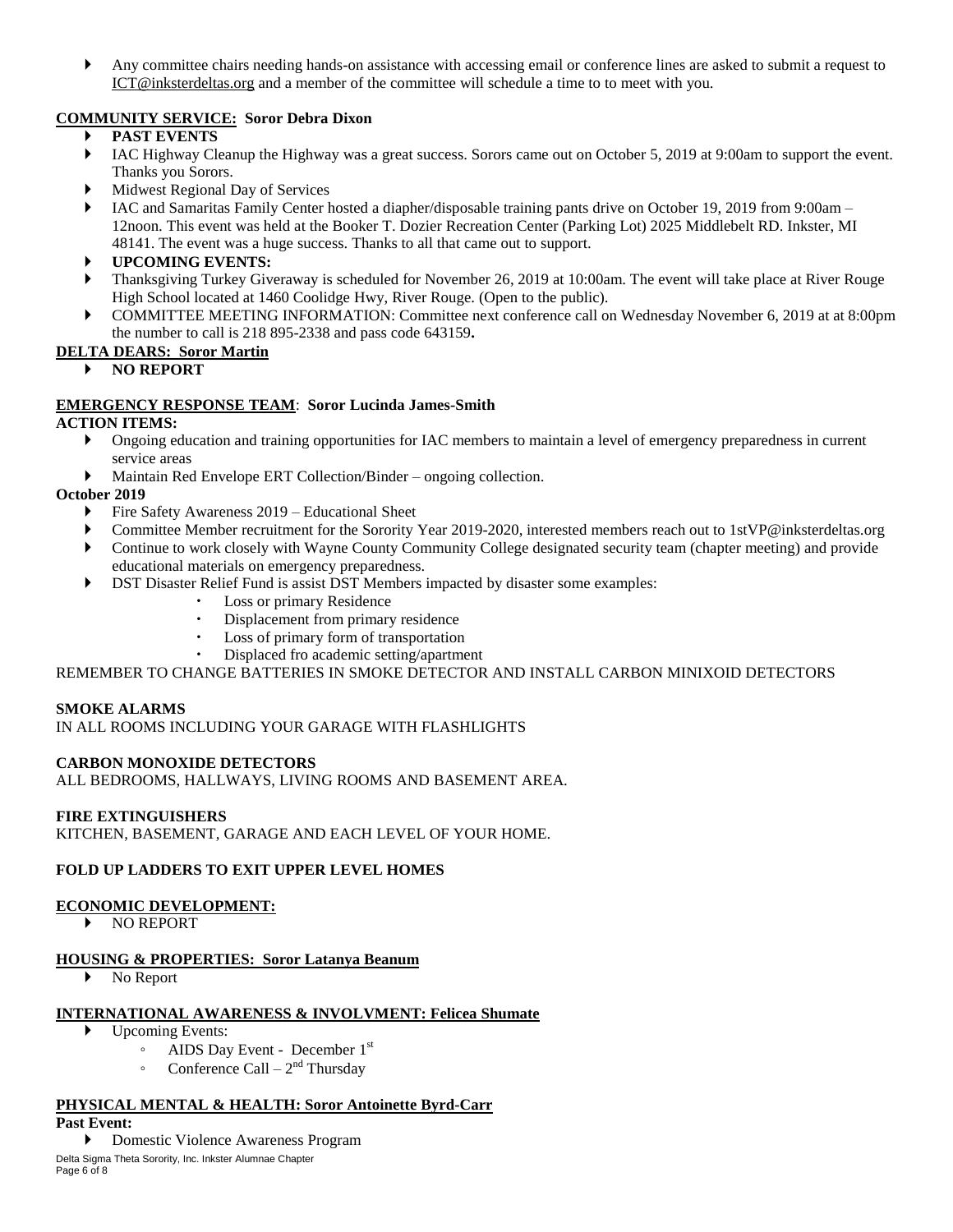- Any committee chairs needing hands-on assistance with accessing email or conference lines are asked to submit a request to ICT@inksterdeltas.org and a member of the committee will schedule a time to to meet with you.

**COMMUNITY SERVICE: Soror Debra Dixon**

- **PAST EVENTS**
- IAC Highway Cleanup the Highway was a great success. Sorors came out on October 5, 2019 at 9:00am to support the event. Thanks you Sorors.
- Midwest Regional Day of Services
- IAC and Samaritas Family Center hosted a diapher/disposable training pants drive on October 19, 2019 from 9:00am – 12noon. This event was held at the Booker T. Dozier Recreation Center (Parking Lot) 2025 Middlebelt RD. Inkster, MI 48141. The event was a huge success. Thanks to all that came out to support.
- **UPCOMING EVENTS:**
- Thanksgiving Turkey Giveraway is scheduled for November 26, 2019 at 10:00am. The event will take place at River Rouge High School located at 1460 Coolidge Hwy, River Rouge. (Open to the public).
- COMMITTEE MEETING INFORMATION: Committee next conference call on Wednesday November 6, 2019 at at 8:00pm the number to call is 218 895-2338 and pass code 643159**.**

**DELTA DEARS: Soror Martin**

- **NO REPORT**

**EMERGENCY RESPONSE TEAM: Soror Lucinda James-Smith**

**ACTION ITEMS:**

- Ongoing education and training opportunities for IAC members to maintain a level of emergency preparedness in current service areas
- Maintain Red Envelope ERT Collection/Binder – ongoing collection.

**October 2019**

- Fire Safety Awareness 2019 – Educational Sheet
- Committee Member recruitment for the Sorority Year 2019-2020, interested members reach out to 1stVP@inksterdeltas.org
- Continue to work closely with Wayne County Community College designated security team (chapter meeting) and provide educational materials on emergency preparedness.
- DST Disaster Relief Fund is assist DST Members impacted by disaster some examples:
  - Loss or primary Residence
  - Displacement from primary residence
  - Loss of primary form of transportation
  - Displaced fro academic setting/apartment

REMEMBER TO CHANGE BATTERIES IN SMOKE DETECTOR AND INSTALL CARBON MINIXOID DETECTORS

**SMOKE ALARMS**

IN ALL ROOMS INCLUDING YOUR GARAGE WITH FLASHLIGHTS

**CARBON MONOXIDE DETECTORS**

ALL BEDROOMS, HALLWAYS, LIVING ROOMS AND BASEMENT AREA.

**FIRE EXTINGUISHERS**

KITCHEN, BASEMENT, GARAGE AND EACH LEVEL OF YOUR HOME.

**FOLD UP LADDERS TO EXIT UPPER LEVEL HOMES**

**ECONOMIC DEVELOPMENT:**

- NO REPORT

**HOUSING & PROPERTIES: Soror Latanya Beanum**

- No Report

**INTERNATIONAL AWARENESS & INVOLVMENT: Felicea Shumate**

- Upcoming Events:
  - AIDS Day Event - December 1st
  - Conference Call – 2nd Thursday

**PHYSICAL MENTAL & HEALTH: Soror Antoinette Byrd-Carr**

**Past Event:**

- Domestic Violence Awareness Program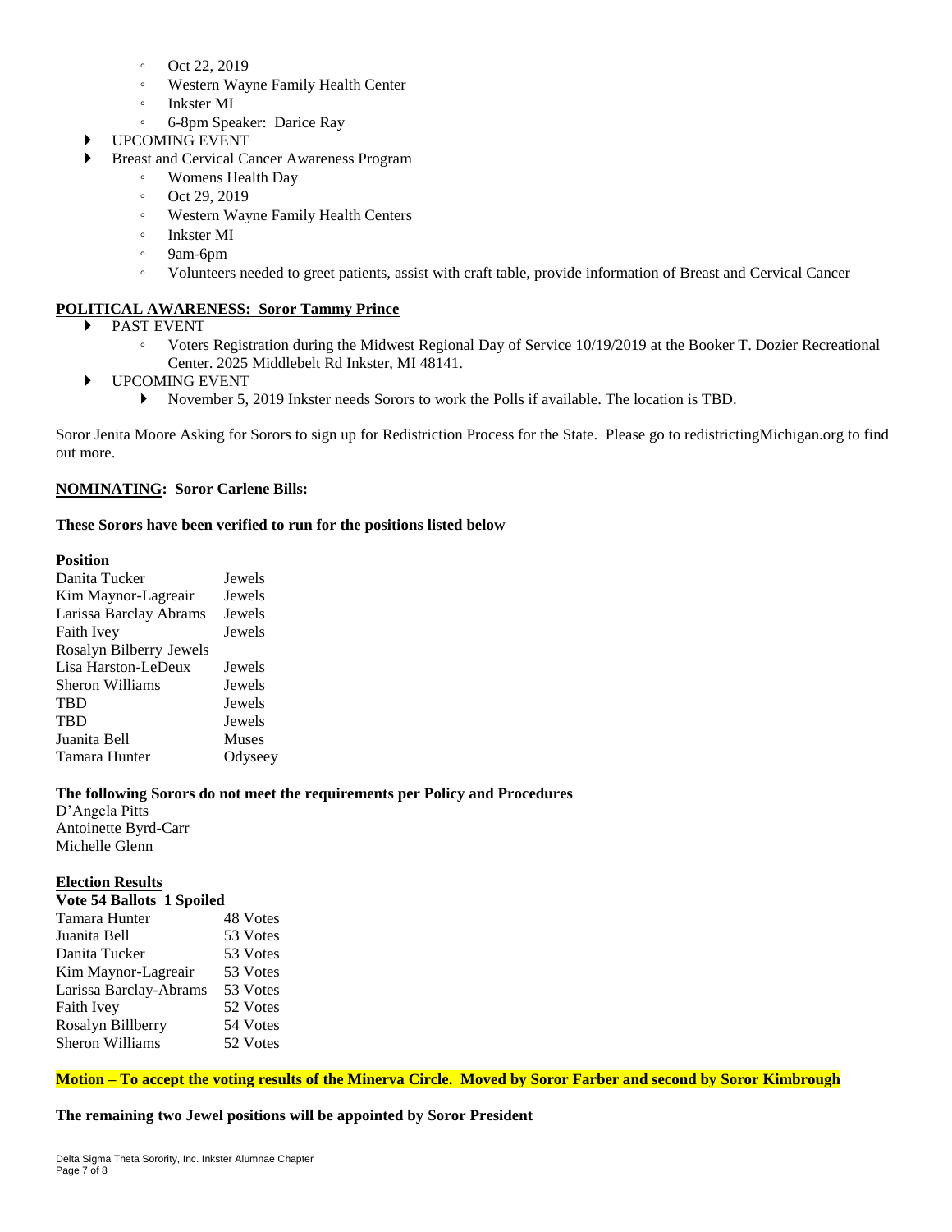- Oct 22, 2019
- Western Wayne Family Health Center
- Inkster MI
- 6-8pm Speaker: Darice Ray

- UPCOMING EVENT
- Breast and Cervical Cancer Awareness Program
  - Womens Health Day
  - Oct 29, 2019
  - Western Wayne Family Health Centers
  - Inkster MI
  - 9am-6pm
  - Volunteers needed to greet patients, assist with craft table, provide information of Breast and Cervical Cancer

**POLITICAL AWARENESS: Soror Tammy Prince**

- PAST EVENT
  - Voters Registration during the Midwest Regional Day of Service 10/19/2019 at the Booker T. Dozier Recreational Center. 2025 Middlebelt Rd Inkster, MI 48141.
- UPCOMING EVENT
  - November 5, 2019 Inkster needs Sorors to work the Polls if available. The location is TBD.

Soror Jenita Moore Asking for Sorors to sign up for Redistriction Process for the State. Please go to redistrictingMichigan.org to find out more.

**NOMINATING: Soror Carlene Bills:**

**These Sorors have been verified to run for the positions listed below**

| | **Position** |
|---|---|
| Danita Tucker | Jewels |
| Kim Maynor-Lagreair | Jewels |
| Larissa Barclay Abrams | Jewels |
| Faith Ivey | Jewels |
| Rosalyn Bilberry | Jewels |
| Lisa Harston-LeDeux | Jewels |
| Sheron Williams | Jewels |
| TBD | Jewels |
| TBD | Jewels |
| Juanita Bell | Muses |
| Tamara Hunter | Odyseey |

**The following Sorors do not meet the requirements per Policy and Procedures**

D'Angela Pitts
Antoinette Byrd-Carr
Michelle Glenn

**Election Results**

**Vote 54 Ballots 1 Spoiled**

| | |
|---|---|
| Tamara Hunter | 48 Votes |
| Juanita Bell | 53 Votes |
| Danita Tucker | 53 Votes |
| Kim Maynor-Lagreair | 53 Votes |
| Larissa Barclay-Abrams | 53 Votes |
| Faith Ivey | 52 Votes |
| Rosalyn Billberry | 54 Votes |
| Sheron Williams | 52 Votes |

**Motion – To accept the voting results of the Minerva Circle. Moved by Soror Farber and second by Soror Kimbrough**

**The remaining two Jewel positions will be appointed by Soror President**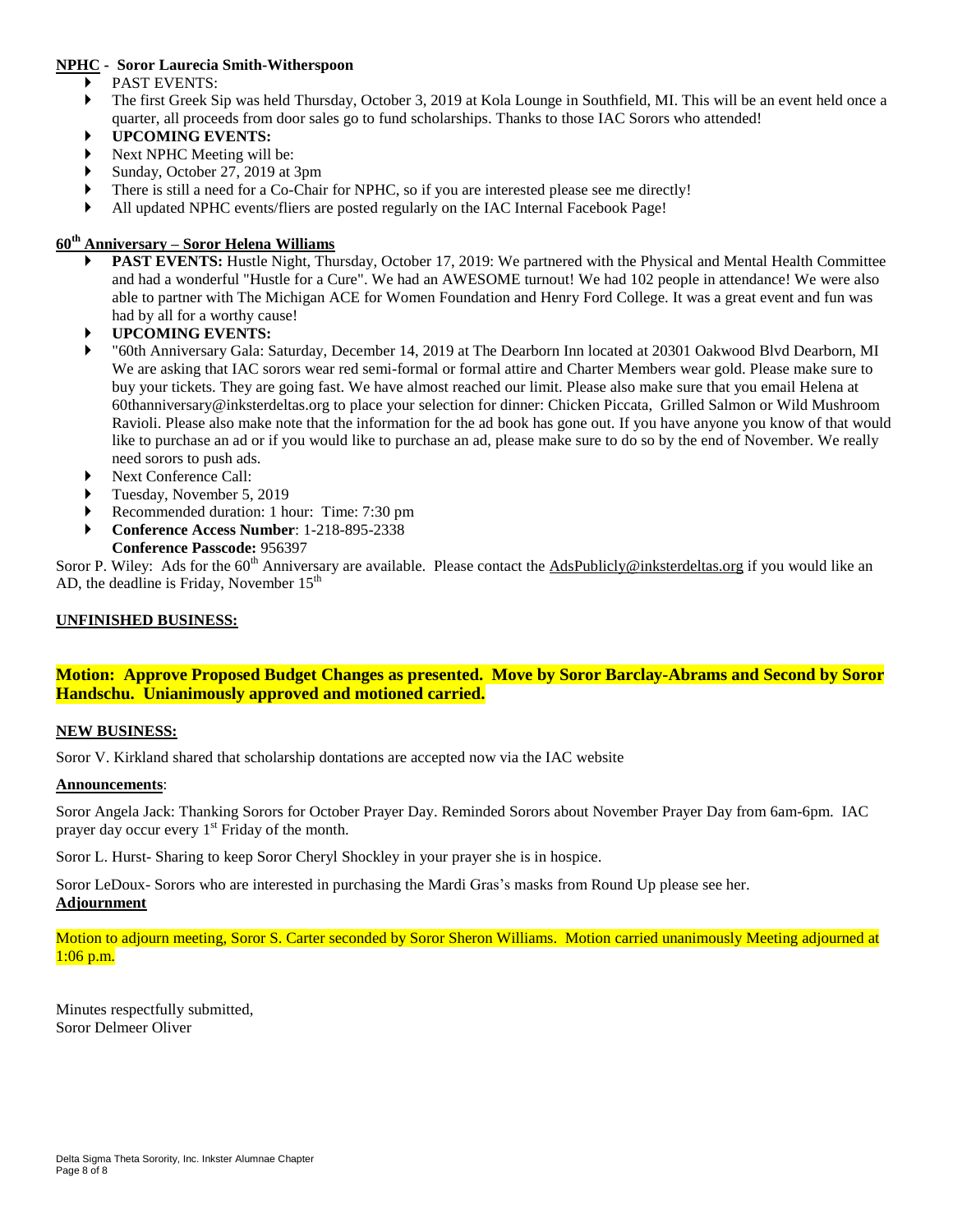**NPHC - Soror Laurecia Smith-Witherspoon**

- PAST EVENTS:
- The first Greek Sip was held Thursday, October 3, 2019 at Kola Lounge in Southfield, MI. This will be an event held once a quarter, all proceeds from door sales go to fund scholarships. Thanks to those IAC Sorors who attended!
- **UPCOMING EVENTS:**
- Next NPHC Meeting will be:
- Sunday, October 27, 2019 at 3pm
- There is still a need for a Co-Chair for NPHC, so if you are interested please see me directly!
- All updated NPHC events/fliers are posted regularly on the IAC Internal Facebook Page!

**60th Anniversary – Soror Helena Williams**

- **PAST EVENTS:** Hustle Night, Thursday, October 17, 2019: We partnered with the Physical and Mental Health Committee and had a wonderful "Hustle for a Cure". We had an AWESOME turnout! We had 102 people in attendance! We were also able to partner with The Michigan ACE for Women Foundation and Henry Ford College. It was a great event and fun was had by all for a worthy cause!
- **UPCOMING EVENTS:**
- "60th Anniversary Gala: Saturday, December 14, 2019 at The Dearborn Inn located at 20301 Oakwood Blvd Dearborn, MI We are asking that IAC sorors wear red semi-formal or formal attire and Charter Members wear gold. Please make sure to buy your tickets. They are going fast. We have almost reached our limit. Please also make sure that you email Helena at 60thanniversary@inksterdeltas.org to place your selection for dinner: Chicken Piccata, Grilled Salmon or Wild Mushroom Ravioli. Please also make note that the information for the ad book has gone out. If you have anyone you know of that would like to purchase an ad or if you would like to purchase an ad, please make sure to do so by the end of November. We really need sorors to push ads.
- Next Conference Call:
- Tuesday, November 5, 2019
- Recommended duration: 1 hour: Time: 7:30 pm
- **Conference Access Number**: 1-218-895-2338
  **Conference Passcode:** 956397

Soror P. Wiley: Ads for the 60th Anniversary are available. Please contact the AdsPublicly@inksterdeltas.org if you would like an AD, the deadline is Friday, November 15th

**UNFINISHED BUSINESS:**

**Motion: Approve Proposed Budget Changes as presented. Move by Soror Barclay-Abrams and Second by Soror Handschu. Unianimously approved and motioned carried.**

**NEW BUSINESS:**

Soror V. Kirkland shared that scholarship dontations are accepted now via the IAC website

**Announcements**:

Soror Angela Jack: Thanking Sorors for October Prayer Day. Reminded Sorors about November Prayer Day from 6am-6pm. IAC prayer day occur every 1st Friday of the month.

Soror L. Hurst- Sharing to keep Soror Cheryl Shockley in your prayer she is in hospice.

Soror LeDoux- Sorors who are interested in purchasing the Mardi Gras's masks from Round Up please see her.

**Adjournment**

Motion to adjourn meeting, Soror S. Carter seconded by Soror Sheron Williams. Motion carried unanimously Meeting adjourned at 1:06 p.m.

Minutes respectfully submitted,
Soror Delmeer Oliver